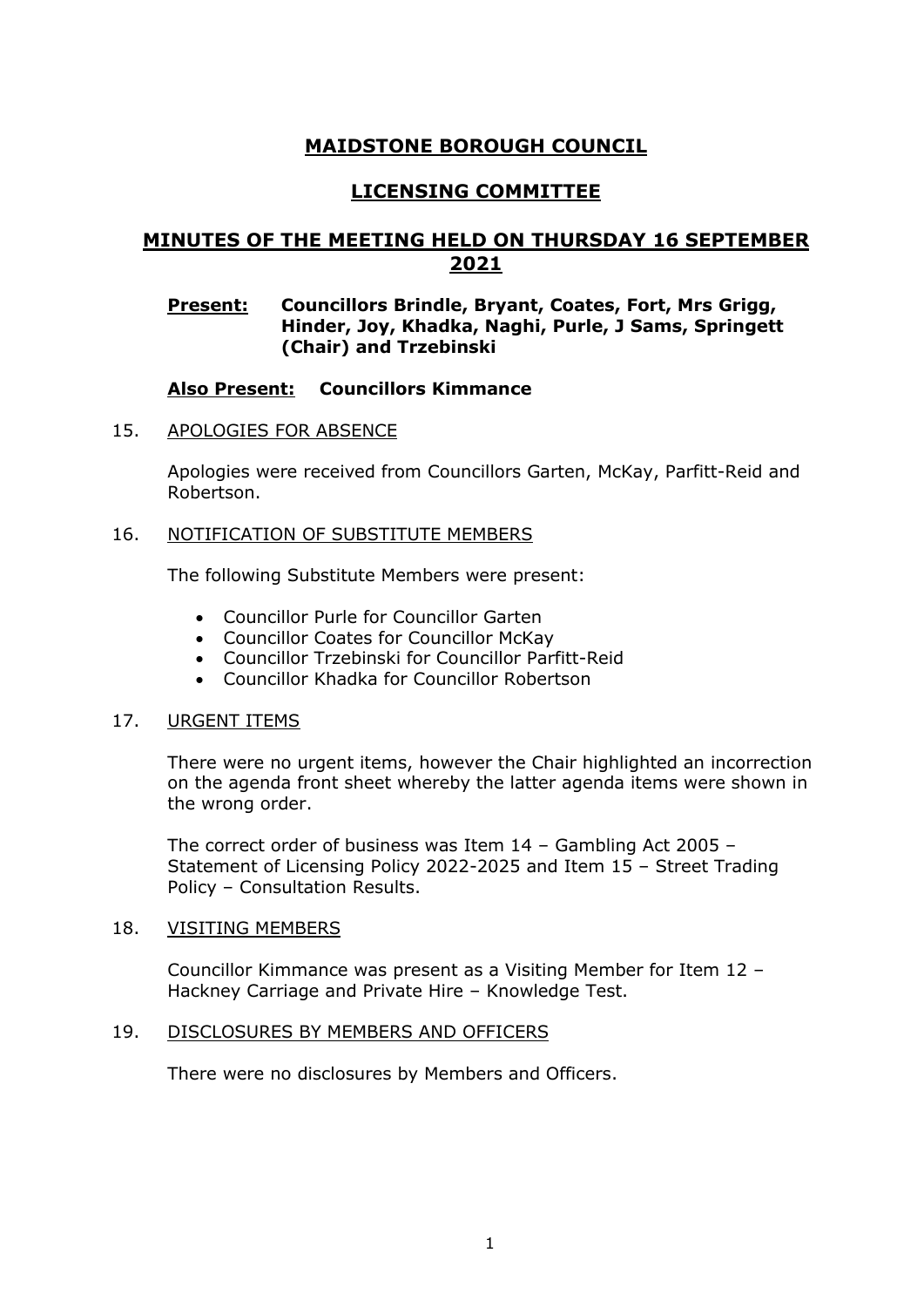# MAIDSTONE BOROUGH COUNCIL

## LICENSING COMMITTEE

## MINUTES OF THE MEETING HELD ON THURSDAY 16 SEPTEMBER 2021

**Present:** **Councillors Brindle, Bryant, Coates, Fort, Mrs Grigg, Hinder, Joy, Khadka, Naghi, Purle, J Sams, Springett (Chair) and Trzebinski**

**Also Present:** **Councillors Kimmance**

15. APOLOGIES FOR ABSENCE

Apologies were received from Councillors Garten, McKay, Parfitt-Reid and Robertson.

16. NOTIFICATION OF SUBSTITUTE MEMBERS

The following Substitute Members were present:

- Councillor Purle for Councillor Garten
- Councillor Coates for Councillor McKay
- Councillor Trzebinski for Councillor Parfitt-Reid
- Councillor Khadka for Councillor Robertson

17. URGENT ITEMS

There were no urgent items, however the Chair highlighted an incorrection on the agenda front sheet whereby the latter agenda items were shown in the wrong order.

The correct order of business was Item 14 – Gambling Act 2005 – Statement of Licensing Policy 2022-2025 and Item 15 – Street Trading Policy – Consultation Results.

18. VISITING MEMBERS

Councillor Kimmance was present as a Visiting Member for Item 12 – Hackney Carriage and Private Hire – Knowledge Test.

19. DISCLOSURES BY MEMBERS AND OFFICERS

There were no disclosures by Members and Officers.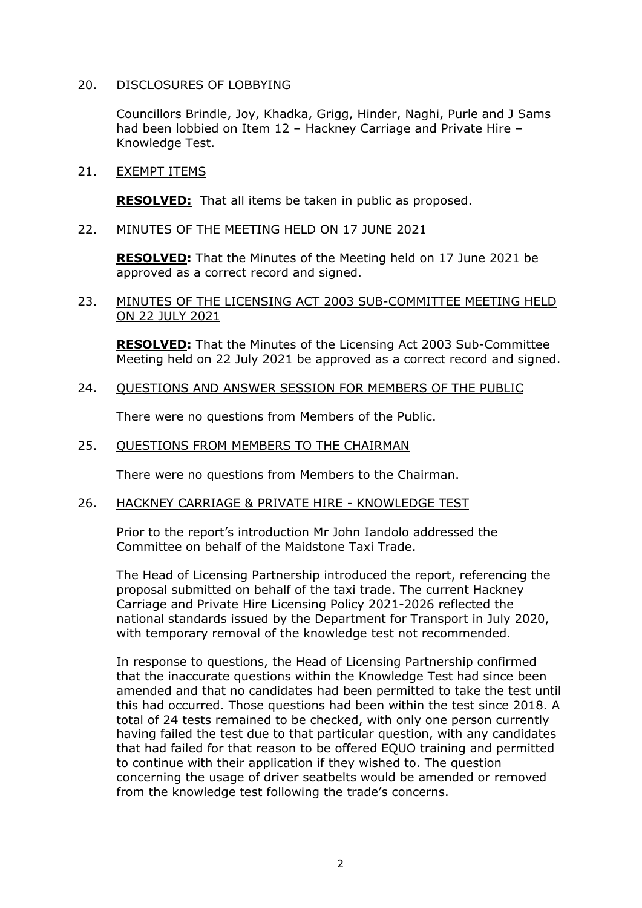20. DISCLOSURES OF LOBBYING

Councillors Brindle, Joy, Khadka, Grigg, Hinder, Naghi, Purle and J Sams had been lobbied on Item 12 – Hackney Carriage and Private Hire – Knowledge Test.

21. EXEMPT ITEMS

**RESOLVED:** That all items be taken in public as proposed.

22. MINUTES OF THE MEETING HELD ON 17 JUNE 2021

**RESOLVED:** That the Minutes of the Meeting held on 17 June 2021 be approved as a correct record and signed.

23. MINUTES OF THE LICENSING ACT 2003 SUB-COMMITTEE MEETING HELD ON 22 JULY 2021

**RESOLVED:** That the Minutes of the Licensing Act 2003 Sub-Committee Meeting held on 22 July 2021 be approved as a correct record and signed.

24. QUESTIONS AND ANSWER SESSION FOR MEMBERS OF THE PUBLIC

There were no questions from Members of the Public.

25. QUESTIONS FROM MEMBERS TO THE CHAIRMAN

There were no questions from Members to the Chairman.

26. HACKNEY CARRIAGE & PRIVATE HIRE - KNOWLEDGE TEST

Prior to the report's introduction Mr John Iandolo addressed the Committee on behalf of the Maidstone Taxi Trade.

The Head of Licensing Partnership introduced the report, referencing the proposal submitted on behalf of the taxi trade. The current Hackney Carriage and Private Hire Licensing Policy 2021-2026 reflected the national standards issued by the Department for Transport in July 2020, with temporary removal of the knowledge test not recommended.

In response to questions, the Head of Licensing Partnership confirmed that the inaccurate questions within the Knowledge Test had since been amended and that no candidates had been permitted to take the test until this had occurred. Those questions had been within the test since 2018. A total of 24 tests remained to be checked, with only one person currently having failed the test due to that particular question, with any candidates that had failed for that reason to be offered EQUO training and permitted to continue with their application if they wished to. The question concerning the usage of driver seatbelts would be amended or removed from the knowledge test following the trade's concerns.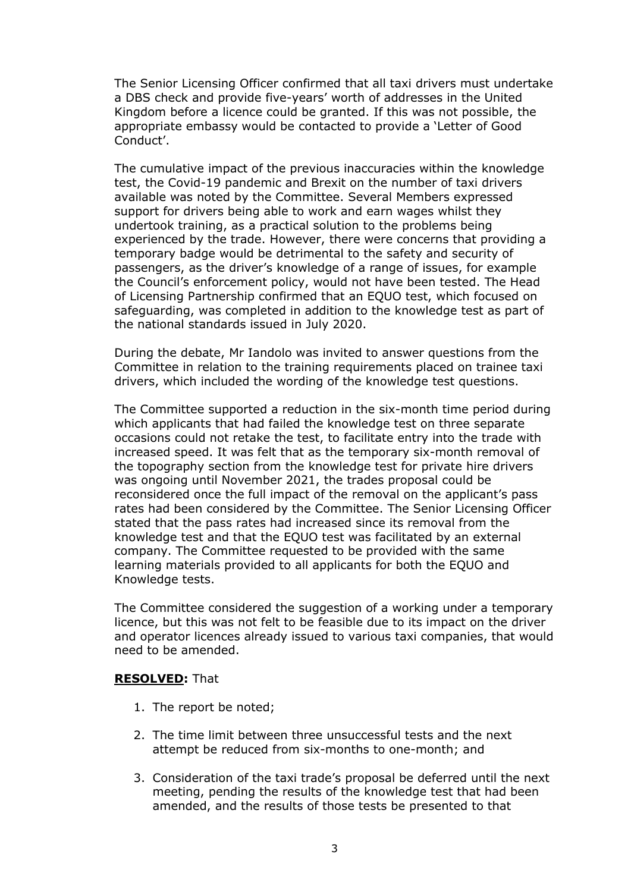The Senior Licensing Officer confirmed that all taxi drivers must undertake a DBS check and provide five-years' worth of addresses in the United Kingdom before a licence could be granted. If this was not possible, the appropriate embassy would be contacted to provide a 'Letter of Good Conduct'.

The cumulative impact of the previous inaccuracies within the knowledge test, the Covid-19 pandemic and Brexit on the number of taxi drivers available was noted by the Committee. Several Members expressed support for drivers being able to work and earn wages whilst they undertook training, as a practical solution to the problems being experienced by the trade. However, there were concerns that providing a temporary badge would be detrimental to the safety and security of passengers, as the driver's knowledge of a range of issues, for example the Council's enforcement policy, would not have been tested. The Head of Licensing Partnership confirmed that an EQUO test, which focused on safeguarding, was completed in addition to the knowledge test as part of the national standards issued in July 2020.

During the debate, Mr Iandolo was invited to answer questions from the Committee in relation to the training requirements placed on trainee taxi drivers, which included the wording of the knowledge test questions.

The Committee supported a reduction in the six-month time period during which applicants that had failed the knowledge test on three separate occasions could not retake the test, to facilitate entry into the trade with increased speed. It was felt that as the temporary six-month removal of the topography section from the knowledge test for private hire drivers was ongoing until November 2021, the trades proposal could be reconsidered once the full impact of the removal on the applicant's pass rates had been considered by the Committee. The Senior Licensing Officer stated that the pass rates had increased since its removal from the knowledge test and that the EQUO test was facilitated by an external company. The Committee requested to be provided with the same learning materials provided to all applicants for both the EQUO and Knowledge tests.

The Committee considered the suggestion of a working under a temporary licence, but this was not felt to be feasible due to its impact on the driver and operator licences already issued to various taxi companies, that would need to be amended.

**RESOLVED:** That

1. The report be noted;

2. The time limit between three unsuccessful tests and the next attempt be reduced from six-months to one-month; and

3. Consideration of the taxi trade's proposal be deferred until the next meeting, pending the results of the knowledge test that had been amended, and the results of those tests be presented to that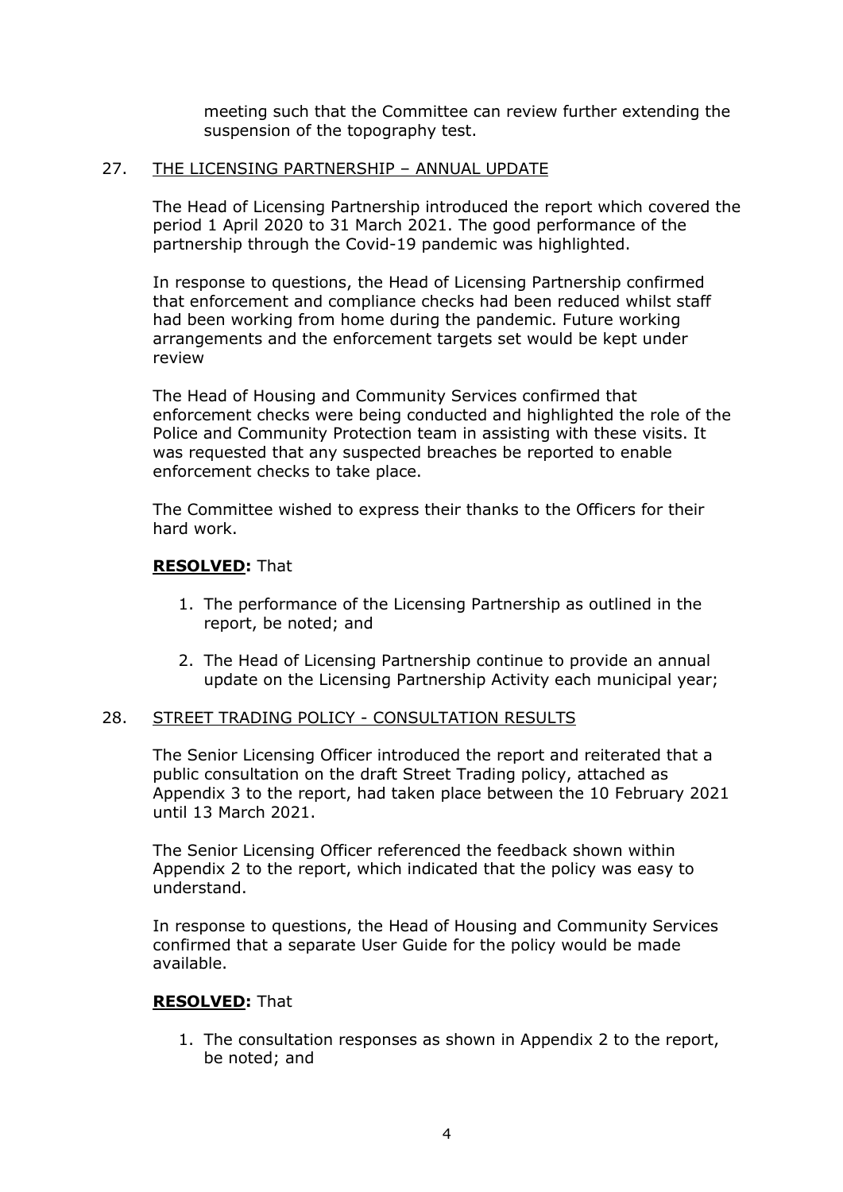meeting such that the Committee can review further extending the suspension of the topography test.

## 27. THE LICENSING PARTNERSHIP – ANNUAL UPDATE

The Head of Licensing Partnership introduced the report which covered the period 1 April 2020 to 31 March 2021. The good performance of the partnership through the Covid-19 pandemic was highlighted.

In response to questions, the Head of Licensing Partnership confirmed that enforcement and compliance checks had been reduced whilst staff had been working from home during the pandemic. Future working arrangements and the enforcement targets set would be kept under review

The Head of Housing and Community Services confirmed that enforcement checks were being conducted and highlighted the role of the Police and Community Protection team in assisting with these visits. It was requested that any suspected breaches be reported to enable enforcement checks to take place.

The Committee wished to express their thanks to the Officers for their hard work.

**RESOLVED:** That

1. The performance of the Licensing Partnership as outlined in the report, be noted; and
2. The Head of Licensing Partnership continue to provide an annual update on the Licensing Partnership Activity each municipal year;

## 28. STREET TRADING POLICY - CONSULTATION RESULTS

The Senior Licensing Officer introduced the report and reiterated that a public consultation on the draft Street Trading policy, attached as Appendix 3 to the report, had taken place between the 10 February 2021 until 13 March 2021.

The Senior Licensing Officer referenced the feedback shown within Appendix 2 to the report, which indicated that the policy was easy to understand.

In response to questions, the Head of Housing and Community Services confirmed that a separate User Guide for the policy would be made available.

**RESOLVED:** That

1. The consultation responses as shown in Appendix 2 to the report, be noted; and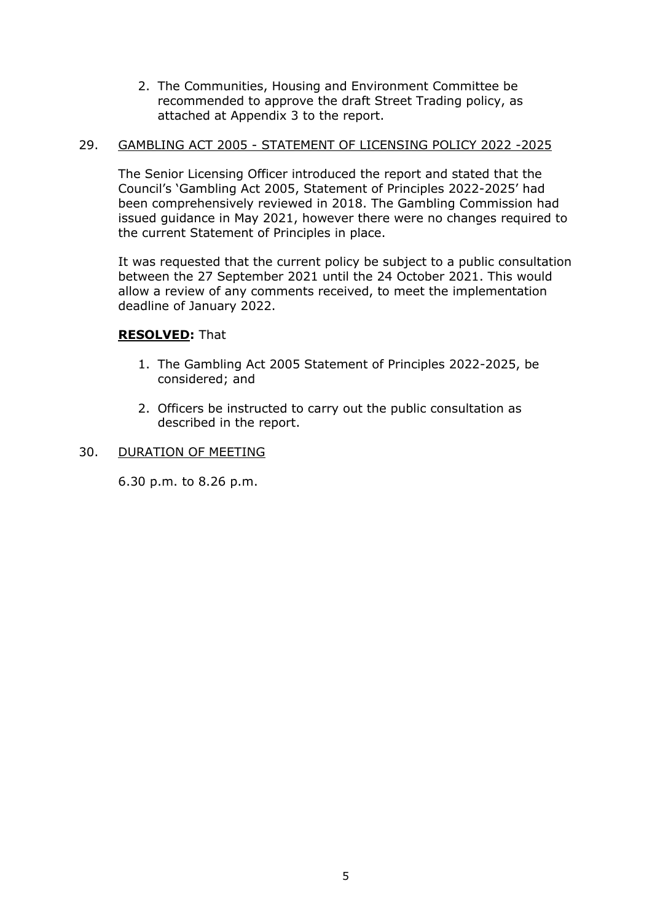2. The Communities, Housing and Environment Committee be recommended to approve the draft Street Trading policy, as attached at Appendix 3 to the report.

29. GAMBLING ACT 2005 - STATEMENT OF LICENSING POLICY 2022 -2025

The Senior Licensing Officer introduced the report and stated that the Council's 'Gambling Act 2005, Statement of Principles 2022-2025' had been comprehensively reviewed in 2018. The Gambling Commission had issued guidance in May 2021, however there were no changes required to the current Statement of Principles in place.

It was requested that the current policy be subject to a public consultation between the 27 September 2021 until the 24 October 2021. This would allow a review of any comments received, to meet the implementation deadline of January 2022.

**RESOLVED:** That

1. The Gambling Act 2005 Statement of Principles 2022-2025, be considered; and

2. Officers be instructed to carry out the public consultation as described in the report.

30. DURATION OF MEETING

6.30 p.m. to 8.26 p.m.